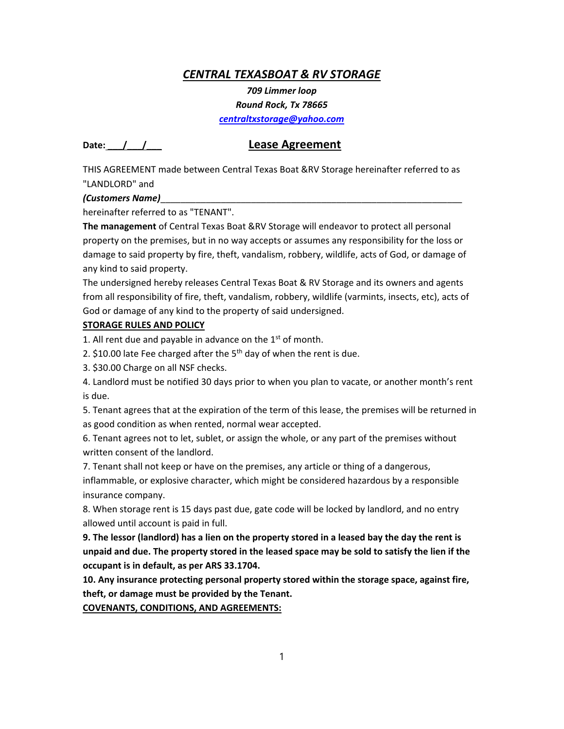# *CENTRAL TEXASBOAT & RV STORAGE*

***709 Limmer loop***
***Round Rock, Tx 78665***
***centraltxstorage@yahoo.com***

**Date:\_\_\_/\_\_\_/\_\_\_**

## Lease Agreement

THIS AGREEMENT made between Central Texas Boat &RV Storage hereinafter referred to as "LANDLORD" and

***(Customers Name)***_______________________________________________________________

hereinafter referred to as "TENANT".

**The management** of Central Texas Boat &RV Storage will endeavor to protect all personal property on the premises, but in no way accepts or assumes any responsibility for the loss or damage to said property by fire, theft, vandalism, robbery, wildlife, acts of God, or damage of any kind to said property.

The undersigned hereby releases Central Texas Boat & RV Storage and its owners and agents from all responsibility of fire, theft, vandalism, robbery, wildlife (varmints, insects, etc), acts of God or damage of any kind to the property of said undersigned.

**STORAGE RULES AND POLICY**

1. All rent due and payable in advance on the 1st of month.
2. $10.00 late Fee charged after the 5th day of when the rent is due.
3. $30.00 Charge on all NSF checks.
4. Landlord must be notified 30 days prior to when you plan to vacate, or another month's rent is due.
5. Tenant agrees that at the expiration of the term of this lease, the premises will be returned in as good condition as when rented, normal wear accepted.
6. Tenant agrees not to let, sublet, or assign the whole, or any part of the premises without written consent of the landlord.
7. Tenant shall not keep or have on the premises, any article or thing of a dangerous, inflammable, or explosive character, which might be considered hazardous by a responsible insurance company.
8. When storage rent is 15 days past due, gate code will be locked by landlord, and no entry allowed until account is paid in full.
9. **The lessor (landlord) has a lien on the property stored in a leased bay the day the rent is unpaid and due. The property stored in the leased space may be sold to satisfy the lien if the occupant is in default, as per ARS 33.1704.**
10. **Any insurance protecting personal property stored within the storage space, against fire, theft, or damage must be provided by the Tenant.**

**COVENANTS, CONDITIONS, AND AGREEMENTS:**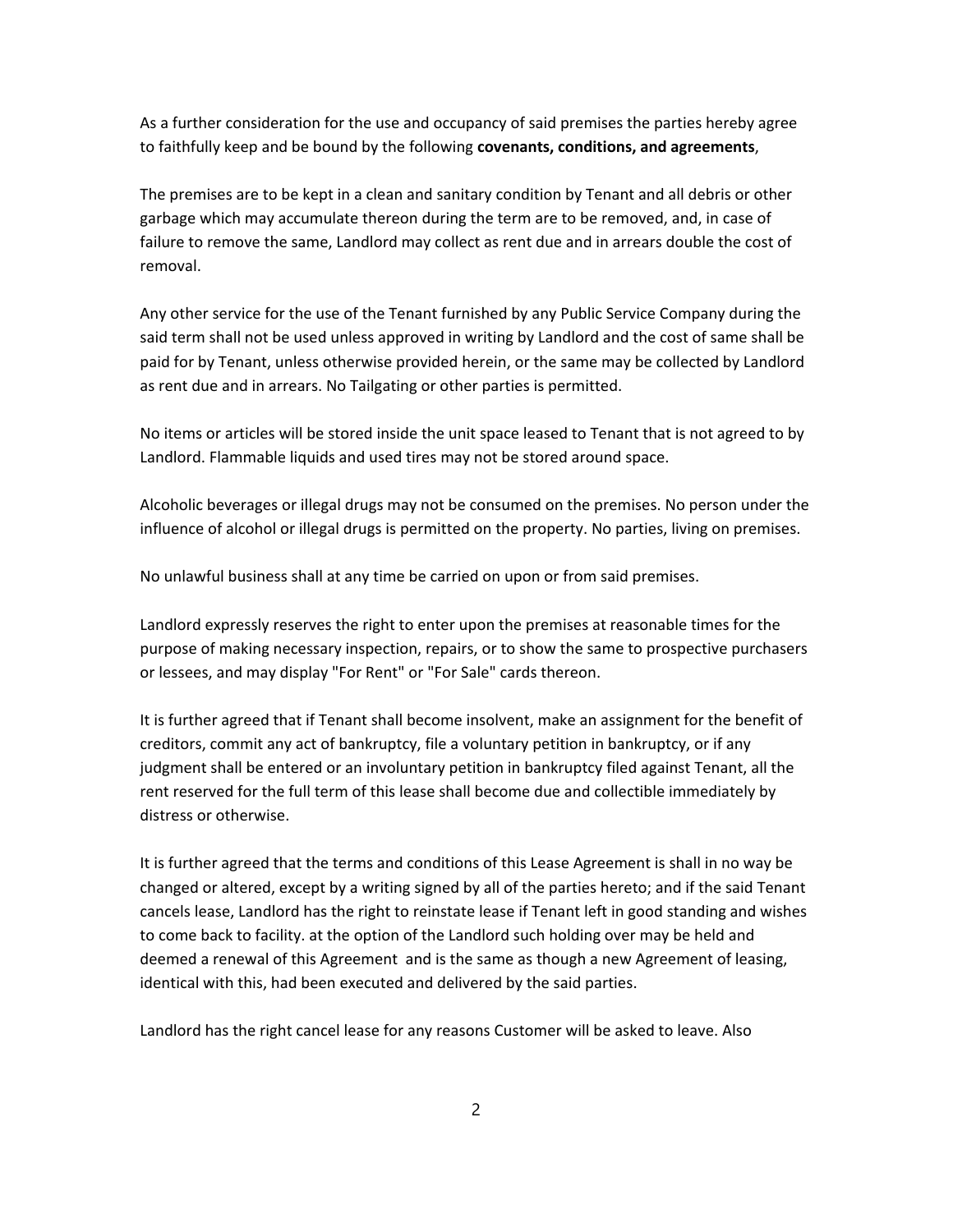As a further consideration for the use and occupancy of said premises the parties hereby agree to faithfully keep and be bound by the following **covenants, conditions, and agreements**,

The premises are to be kept in a clean and sanitary condition by Tenant and all debris or other garbage which may accumulate thereon during the term are to be removed, and, in case of failure to remove the same, Landlord may collect as rent due and in arrears double the cost of removal.

Any other service for the use of the Tenant furnished by any Public Service Company during the said term shall not be used unless approved in writing by Landlord and the cost of same shall be paid for by Tenant, unless otherwise provided herein, or the same may be collected by Landlord as rent due and in arrears. No Tailgating or other parties is permitted.

No items or articles will be stored inside the unit space leased to Tenant that is not agreed to by Landlord. Flammable liquids and used tires may not be stored around space.

Alcoholic beverages or illegal drugs may not be consumed on the premises. No person under the influence of alcohol or illegal drugs is permitted on the property. No parties, living on premises.

No unlawful business shall at any time be carried on upon or from said premises.

Landlord expressly reserves the right to enter upon the premises at reasonable times for the purpose of making necessary inspection, repairs, or to show the same to prospective purchasers or lessees, and may display "For Rent" or "For Sale" cards thereon.

It is further agreed that if Tenant shall become insolvent, make an assignment for the benefit of creditors, commit any act of bankruptcy, file a voluntary petition in bankruptcy, or if any judgment shall be entered or an involuntary petition in bankruptcy filed against Tenant, all the rent reserved for the full term of this lease shall become due and collectible immediately by distress or otherwise.

It is further agreed that the terms and conditions of this Lease Agreement is shall in no way be changed or altered, except by a writing signed by all of the parties hereto; and if the said Tenant cancels lease, Landlord has the right to reinstate lease if Tenant left in good standing and wishes to come back to facility. at the option of the Landlord such holding over may be held and deemed a renewal of this Agreement and is the same as though a new Agreement of leasing, identical with this, had been executed and delivered by the said parties.

Landlord has the right cancel lease for any reasons Customer will be asked to leave. Also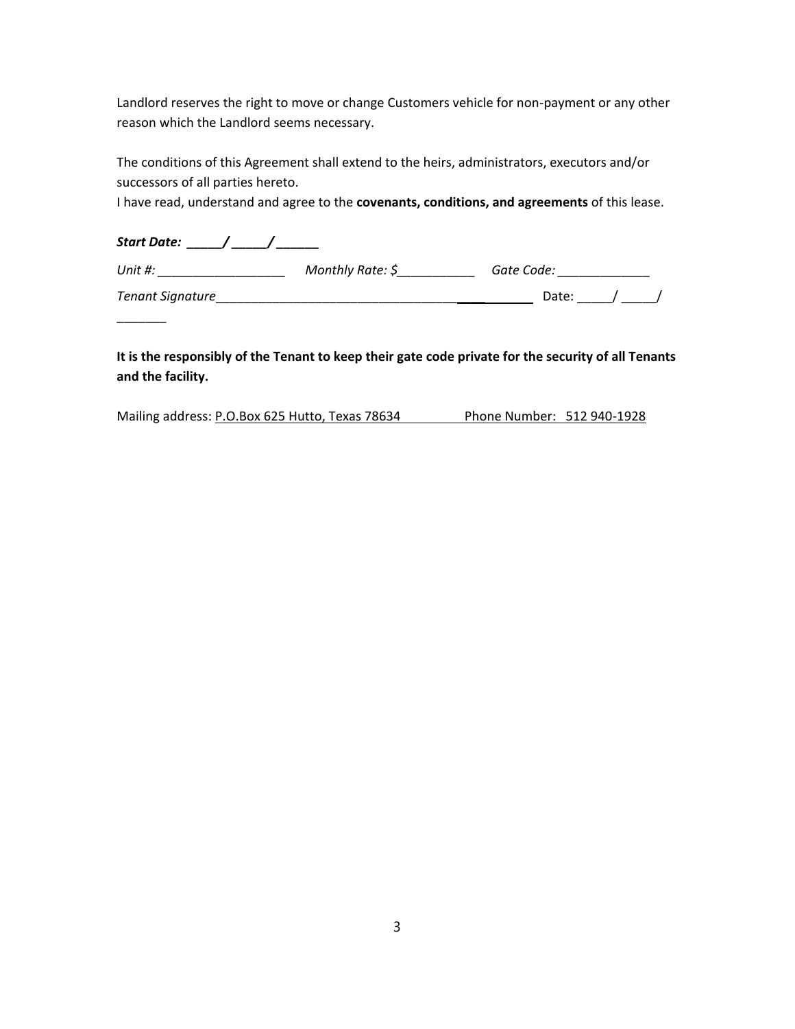Landlord reserves the right to move or change Customers vehicle for non-payment or any other reason which the Landlord seems necessary.

The conditions of this Agreement shall extend to the heirs, administrators, executors and/or successors of all parties hereto.
I have read, understand and agree to the **covenants, conditions, and agreements** of this lease.

***Start Date: _____/ _____/ ______***

*Unit #:* __________________ *Monthly Rate: $*___________ *Gate Code:* _____________

*Tenant Signature*_______________________________________________ Date: _____/ _____/ _______

**It is the responsibly of the Tenant to keep their gate code private for the security of all Tenants and the facility.**

Mailing address: P.O.Box 625 Hutto, Texas 78634 Phone Number: 512 940-1928